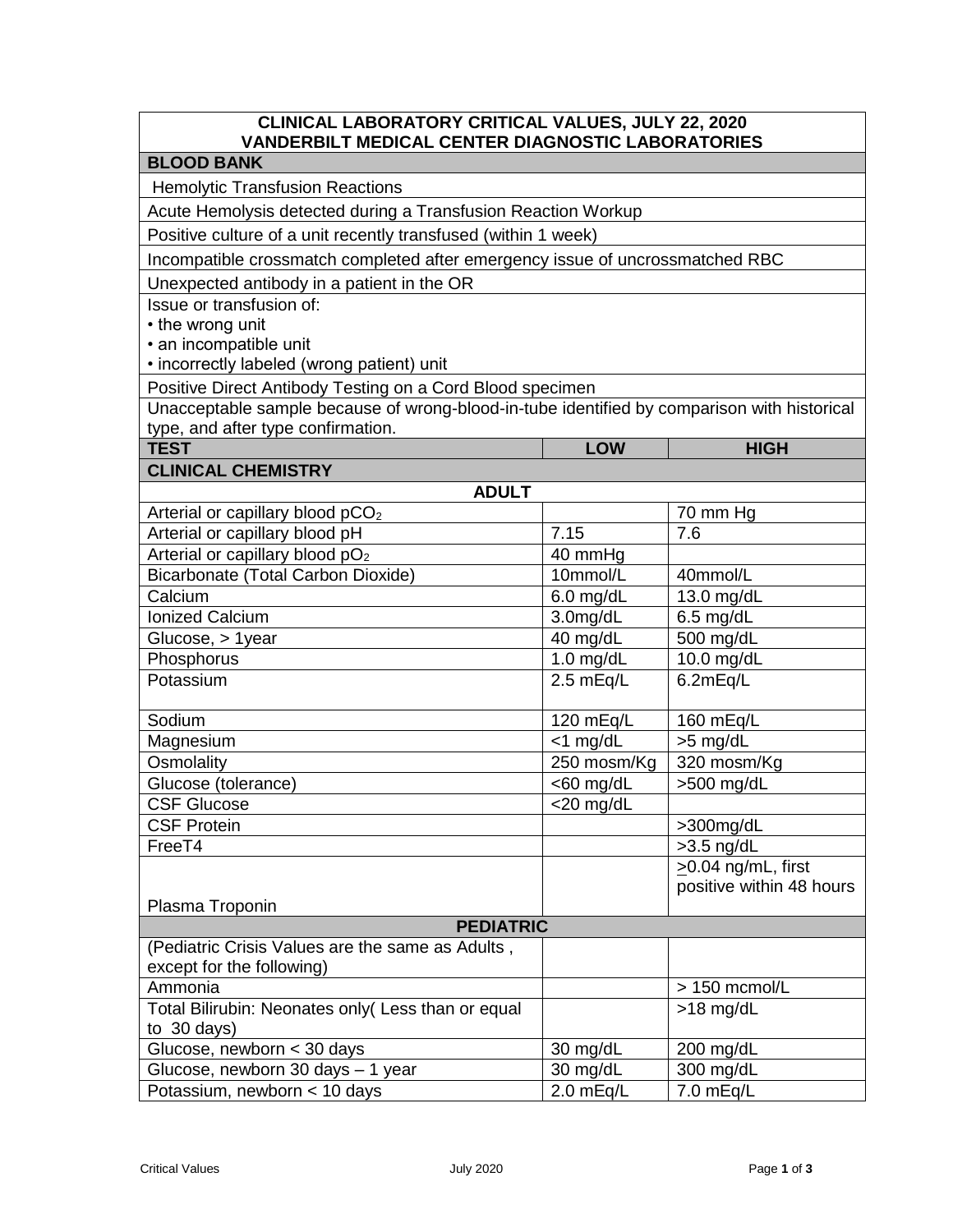# CLINICAL LABORATORY CRITICAL VALUES, JULY 22, 2020
## VANDERBILT MEDICAL CENTER DIAGNOSTIC LABORATORIES

### BLOOD BANK

- Hemolytic Transfusion Reactions
- Acute Hemolysis detected during a Transfusion Reaction Workup
- Positive culture of a unit recently transfused (within 1 week)
- Incompatible crossmatch completed after emergency issue of uncrossmatched RBC
- Unexpected antibody in a patient in the OR
- Issue or transfusion of:
  - the wrong unit
  - an incompatible unit
  - incorrectly labeled (wrong patient) unit
- Positive Direct Antibody Testing on a Cord Blood specimen
- Unacceptable sample because of wrong-blood-in-tube identified by comparison with historical type, and after type confirmation.

| TEST | LOW | HIGH |
|---|---|---|
| **CLINICAL CHEMISTRY** | | |
| **ADULT** | | |
| Arterial or capillary blood $pCO_2$ | | 70 mm Hg |
| Arterial or capillary blood pH | 7.15 | 7.6 |
| Arterial or capillary blood $pO_2$ | 40 mmHg | |
| Bicarbonate (Total Carbon Dioxide) | 10mmol/L | 40mmol/L |
| Calcium | 6.0 mg/dL | 13.0 mg/dL |
| Ionized Calcium | 3.0mg/dL | 6.5 mg/dL |
| Glucose, > 1year | 40 mg/dL | 500 mg/dL |
| Phosphorus | 1.0 mg/dL | 10.0 mg/dL |
| Potassium | 2.5 mEq/L | 6.2mEq/L |
| Sodium | 120 mEq/L | 160 mEq/L |
| Magnesium | <1 mg/dL | >5 mg/dL |
| Osmolality | 250 mosm/Kg | 320 mosm/Kg |
| Glucose (tolerance) | <60 mg/dL | >500 mg/dL |
| CSF Glucose | <20 mg/dL | |
| CSF Protein | | >300mg/dL |
| FreeT4 | | >3.5 ng/dL |
| Plasma Troponin | | ≥0.04 ng/mL, first positive within 48 hours |
| **PEDIATRIC** | | |
| (Pediatric Crisis Values are the same as Adults , except for the following) | | |
| Ammonia | | > 150 mcmol/L |
| Total Bilirubin: Neonates only( Less than or equal to 30 days) | | >18 mg/dL |
| Glucose, newborn < 30 days | 30 mg/dL | 200 mg/dL |
| Glucose, newborn 30 days – 1 year | 30 mg/dL | 300 mg/dL |
| Potassium, newborn < 10 days | 2.0 mEq/L | 7.0 mEq/L |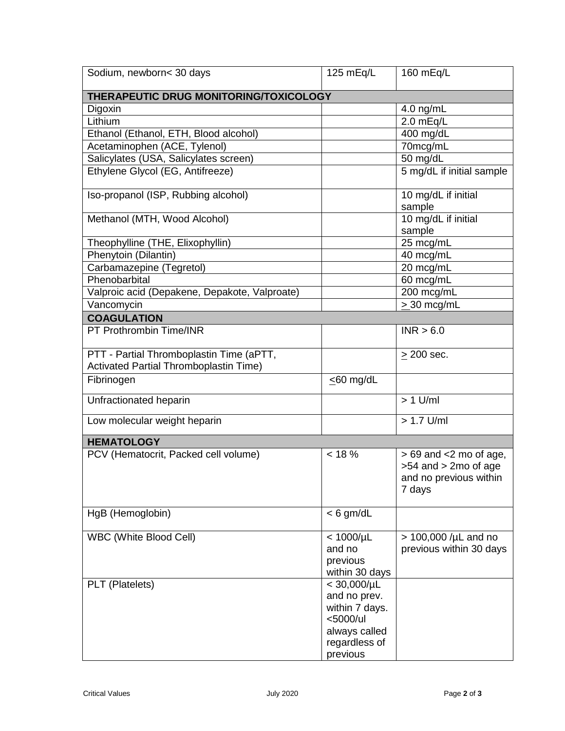| | | |
|---|---|---|
| Sodium, newborn< 30 days | 125 mEq/L | 160 mEq/L |
| **THERAPEUTIC DRUG MONITORING/TOXICOLOGY** | | |
| Digoxin | | 4.0 ng/mL |
| Lithium | | 2.0 mEq/L |
| Ethanol (Ethanol, ETH, Blood alcohol) | | 400 mg/dL |
| Acetaminophen (ACE, Tylenol) | | 70mcg/mL |
| Salicylates (USA, Salicylates screen) | | 50 mg/dL |
| Ethylene Glycol (EG, Antifreeze) | | 5 mg/dL if initial sample |
| Iso-propanol (ISP, Rubbing alcohol) | | 10 mg/dL if initial sample |
| Methanol (MTH, Wood Alcohol) | | 10 mg/dL if initial sample |
| Theophylline (THE, Elixophyllin) | | 25 mcg/mL |
| Phenytoin (Dilantin) | | 40 mcg/mL |
| Carbamazepine (Tegretol) | | 20 mcg/mL |
| Phenobarbital | | 60 mcg/mL |
| Valproic acid (Depakene, Depakote, Valproate) | | 200 mcg/mL |
| Vancomycin | | ≥ 30 mcg/mL |
| **COAGULATION** | | |
| PT Prothrombin Time/INR | | INR > 6.0 |
| PTT - Partial Thromboplastin Time (aPTT, Activated Partial Thromboplastin Time) | | ≥ 200 sec. |
| Fibrinogen | ≤60 mg/dL | |
| Unfractionated heparin | | > 1 U/ml |
| Low molecular weight heparin | | > 1.7 U/ml |
| **HEMATOLOGY** | | |
| PCV (Hematocrit, Packed cell volume) | < 18 % | > 69 and <2 mo of age, >54 and > 2mo of age and no previous within 7 days |
| HgB (Hemoglobin) | < 6 gm/dL | |
| WBC (White Blood Cell) | < 1000/µL and no previous within 30 days | > 100,000 /µL and no previous within 30 days |
| PLT (Platelets) | < 30,000/µL and no prev. within 7 days. <5000/ul always called regardless of previous | |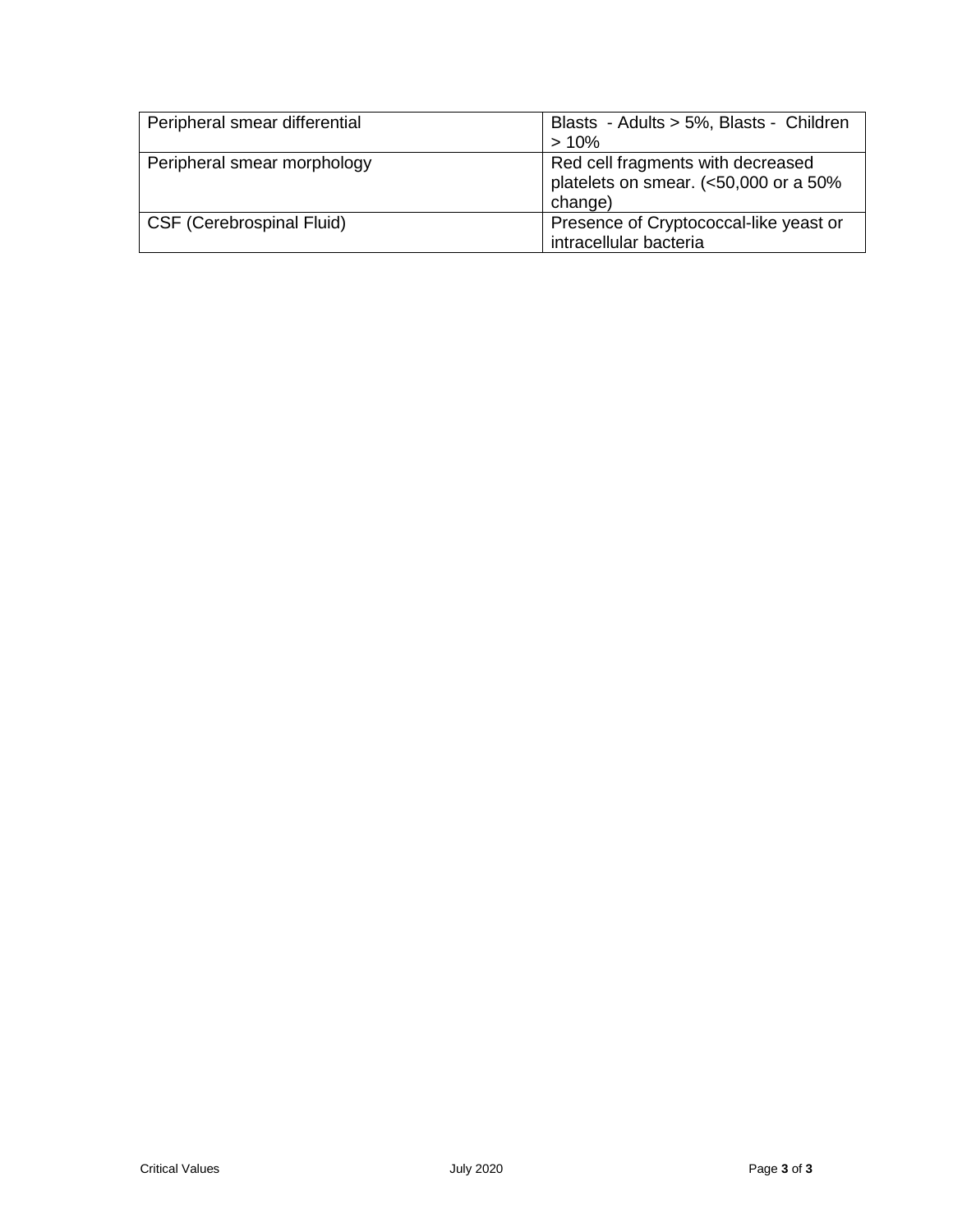| | |
|---|---|
| Peripheral smear differential | Blasts - Adults > 5%, Blasts - Children > 10% |
| Peripheral smear morphology | Red cell fragments with decreased platelets on smear. (<50,000 or a 50% change) |
| CSF (Cerebrospinal Fluid) | Presence of Cryptococcal-like yeast or intracellular bacteria |